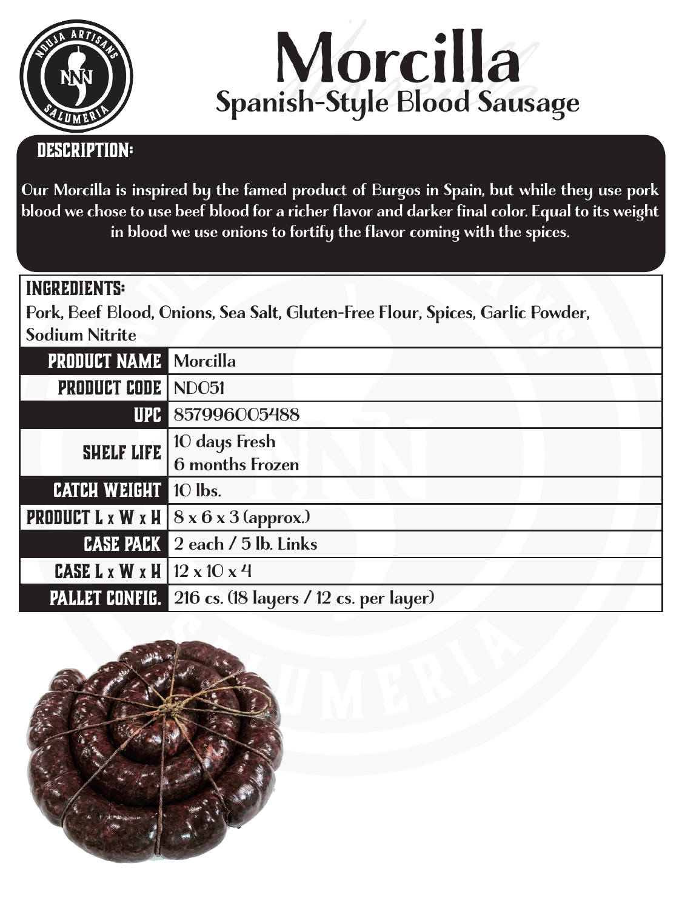# Morcilla

## Spanish-Style Blood Sausage

### DESCRIPTION:

Our Morcilla is inspired by the famed product of Burgos in Spain, but while they use pork blood we chose to use beef blood for a richer flavor and darker final color. Equal to its weight in blood we use onions to fortify the flavor coming with the spices.

### INGREDIENTS:

Pork, Beef Blood, Onions, Sea Salt, Gluten-Free Flour, Spices, Garlic Powder, Sodium Nitrite

| | |
|---|---|
| **PRODUCT NAME** | Morcilla |
| **PRODUCT CODE** | ND051 |
| **UPC** | 857996005488 |
| **SHELF LIFE** | 10 days Fresh<br>6 months Frozen |
| **CATCH WEIGHT** | 10 lbs. |
| **PRODUCT L x W x H** | 8 x 6 x 3 (approx.) |
| **CASE PACK** | 2 each / 5 lb. Links |
| **CASE L x W x H** | 12 x 10 x 4 |
| **PALLET CONFIG.** | 216 cs. (18 layers / 12 cs. per layer) |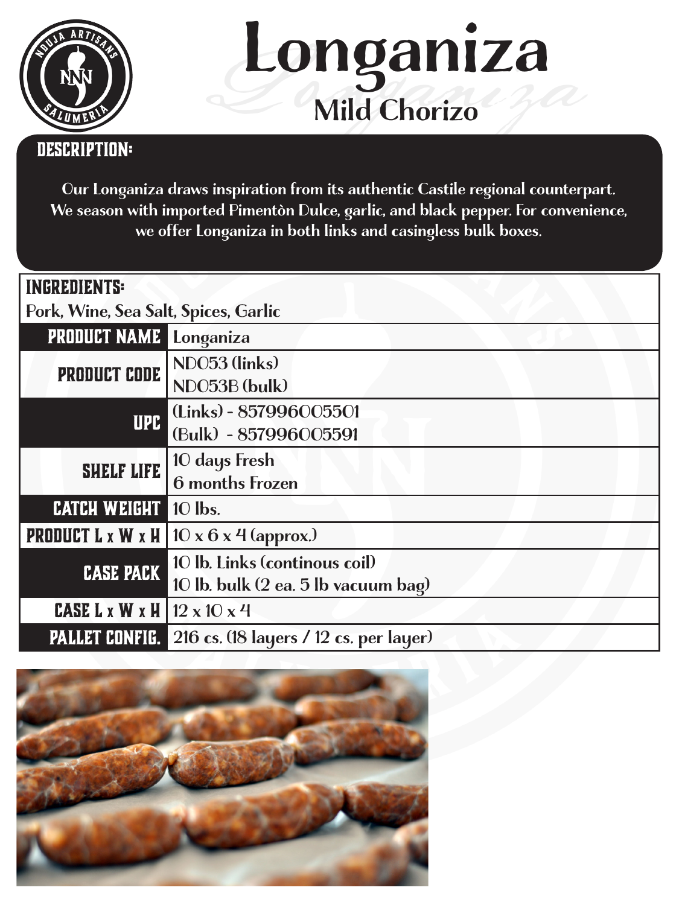# Longaniza

## Mild Chorizo

### DESCRIPTION:

Our Longaniza draws inspiration from its authentic Castile regional counterpart. We season with imported Pimentòn Dulce, garlic, and black pepper. For convenience, we offer Longaniza in both links and casingless bulk boxes.

**INGREDIENTS:**
Pork, Wine, Sea Salt, Spices, Garlic

| | |
|---|---|
| PRODUCT NAME | Longaniza |
| PRODUCT CODE | ND053 (links)<br>ND053B (bulk) |
| UPC | (Links) - 857996005501<br>(Bulk) - 857996005591 |
| SHELF LIFE | 10 days Fresh<br>6 months Frozen |
| CATCH WEIGHT | 10 lbs. |
| PRODUCT L x W x H | 10 x 6 x 4 (approx.) |
| CASE PACK | 10 lb. Links (continous coil)<br>10 lb. bulk (2 ea. 5 lb vacuum bag) |
| CASE L x W x H | 12 x 10 x 4 |
| PALLET CONFIG. | 216 cs. (18 layers / 12 cs. per layer) |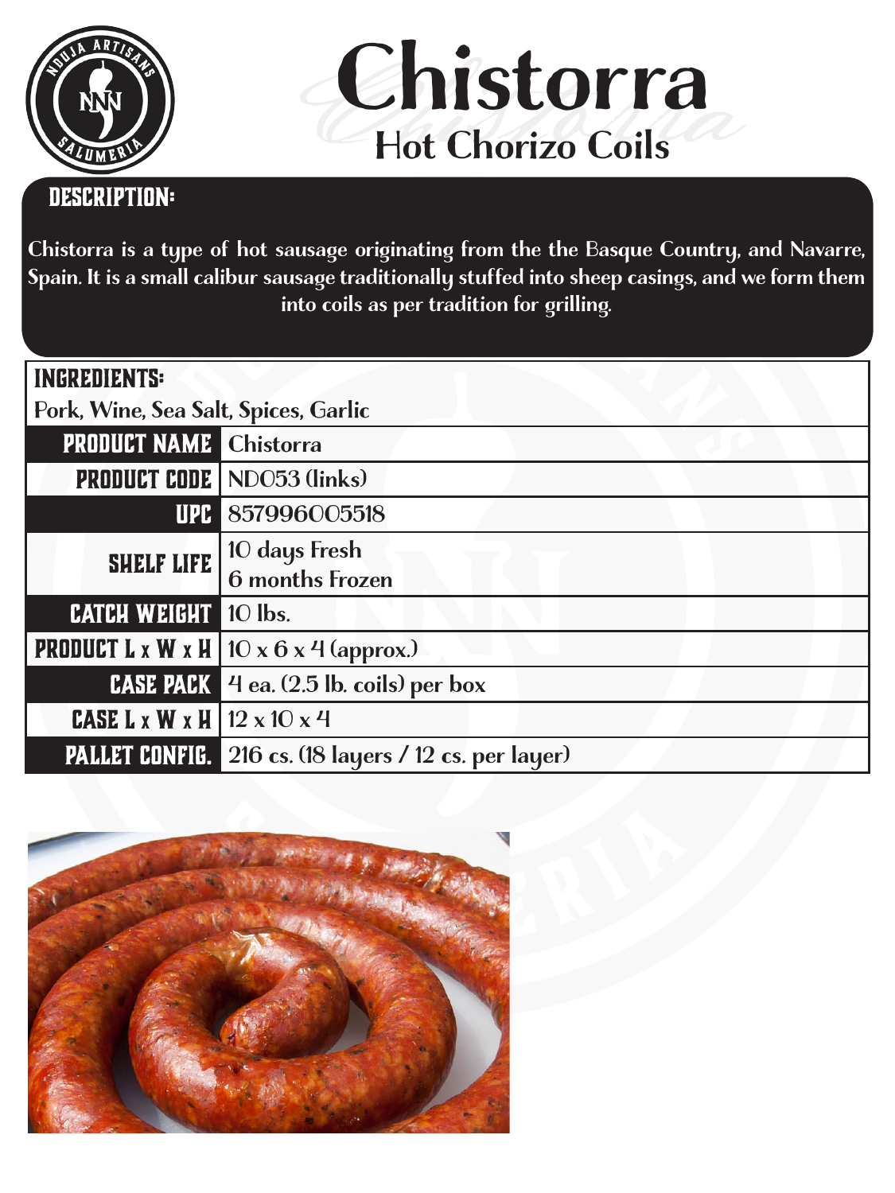# Chistorra

## Hot Chorizo Coils

### DESCRIPTION:

Chistorra is a type of hot sausage originating from the the Basque Country, and Navarre, Spain. It is a small calibur sausage traditionally stuffed into sheep casings, and we form them into coils as per tradition for grilling.

### INGREDIENTS:

Pork, Wine, Sea Salt, Spices, Garlic

| | |
|---|---|
| PRODUCT NAME | Chistorra |
| PRODUCT CODE | ND053 (links) |
| UPC | 857996005518 |
| SHELF LIFE | 10 days Fresh<br>6 months Frozen |
| CATCH WEIGHT | 10 lbs. |
| PRODUCT L x W x H | 10 x 6 x 4 (approx.) |
| CASE PACK | 4 ea. (2.5 lb. coils) per box |
| CASE L x W x H | 12 x 10 x 4 |
| PALLET CONFIG. | 216 cs. (18 layers / 12 cs. per layer) |